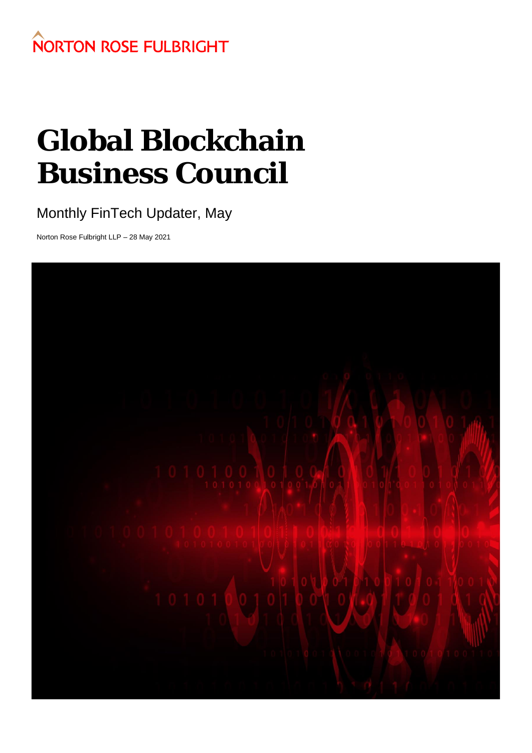NORTON ROSE FULBRIGHT

# Global Blockchain Business Council

## Monthly FinTech Updater, May

Norton Rose Fulbright LLP – 28 May 2021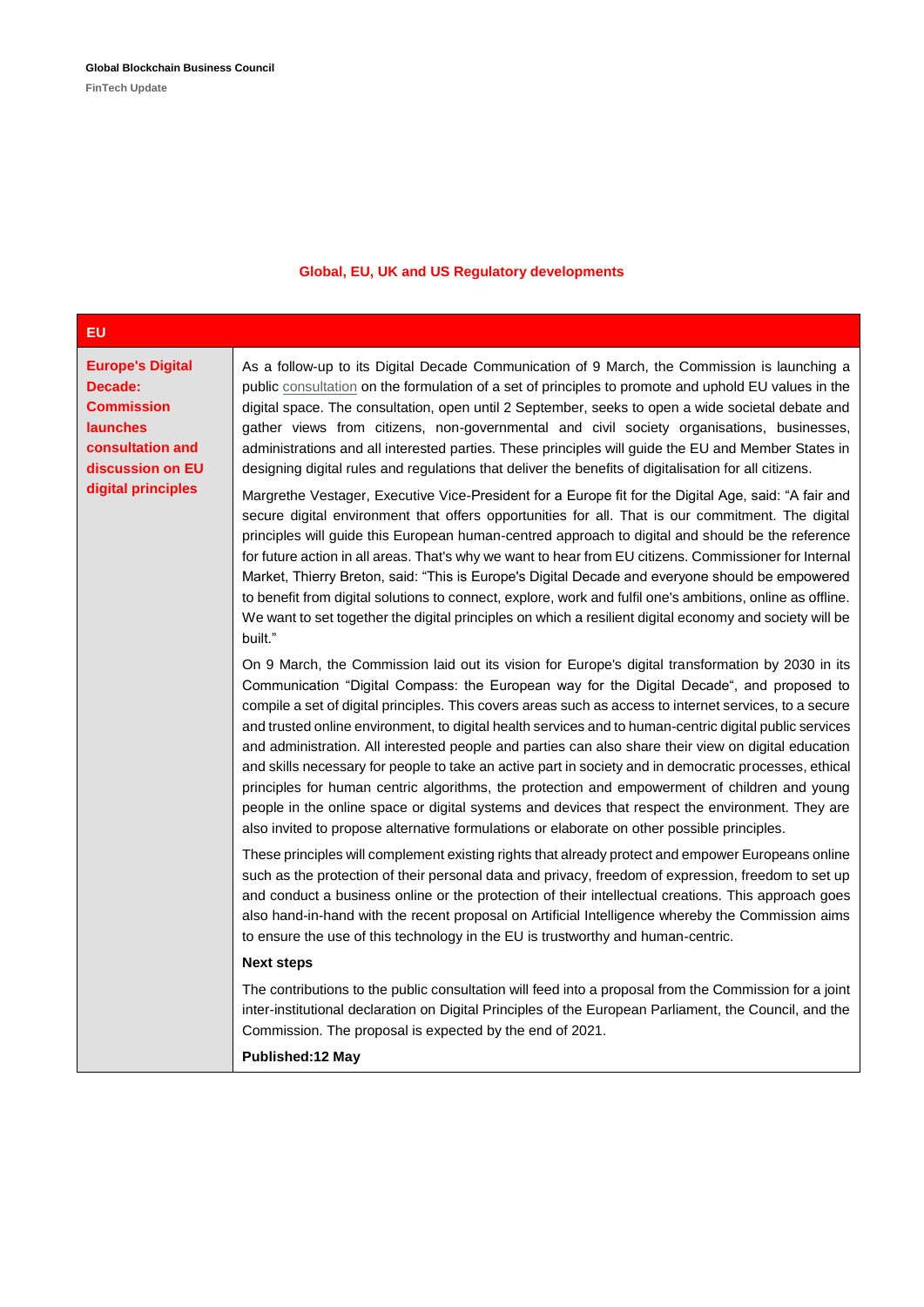## Global, EU, UK and US Regulatory developments

| EU | |
|---|---|
| **Europe's Digital Decade: Commission launches consultation and discussion on EU digital principles** | As a follow-up to its Digital Decade Communication of 9 March, the Commission is launching a public consultation on the formulation of a set of principles to promote and uphold EU values in the digital space. The consultation, open until 2 September, seeks to open a wide societal debate and gather views from citizens, non-governmental and civil society organisations, businesses, administrations and all interested parties. These principles will guide the EU and Member States in designing digital rules and regulations that deliver the benefits of digitalisation for all citizens.<br><br>Margrethe Vestager, Executive Vice-President for a Europe fit for the Digital Age, said: "A fair and secure digital environment that offers opportunities for all. That is our commitment. The digital principles will guide this European human-centred approach to digital and should be the reference for future action in all areas. That's why we want to hear from EU citizens. Commissioner for Internal Market, Thierry Breton, said: "This is Europe's Digital Decade and everyone should be empowered to benefit from digital solutions to connect, explore, work and fulfil one's ambitions, online as offline. We want to set together the digital principles on which a resilient digital economy and society will be built."<br><br>On 9 March, the Commission laid out its vision for Europe's digital transformation by 2030 in its Communication "Digital Compass: the European way for the Digital Decade", and proposed to compile a set of digital principles. This covers areas such as access to internet services, to a secure and trusted online environment, to digital health services and to human-centric digital public services and administration. All interested people and parties can also share their view on digital education and skills necessary for people to take an active part in society and in democratic processes, ethical principles for human centric algorithms, the protection and empowerment of children and young people in the online space or digital systems and devices that respect the environment. They are also invited to propose alternative formulations or elaborate on other possible principles.<br><br>These principles will complement existing rights that already protect and empower Europeans online such as the protection of their personal data and privacy, freedom of expression, freedom to set up and conduct a business online or the protection of their intellectual creations. This approach goes also hand-in-hand with the recent proposal on Artificial Intelligence whereby the Commission aims to ensure the use of this technology in the EU is trustworthy and human-centric.<br><br>**Next steps**<br><br>The contributions to the public consultation will feed into a proposal from the Commission for a joint inter-institutional declaration on Digital Principles of the European Parliament, the Council, and the Commission. The proposal is expected by the end of 2021.<br><br>**Published:12 May** |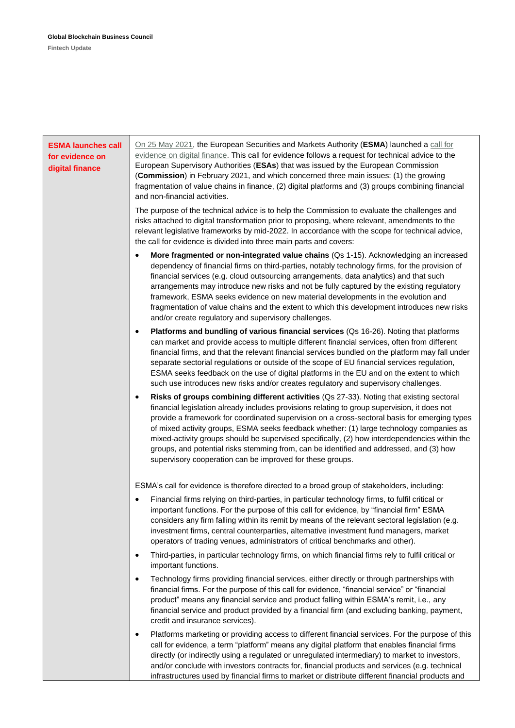## ESMA launches call for evidence on digital finance

On 25 May 2021, the European Securities and Markets Authority (**ESMA**) launched a call for evidence on digital finance. This call for evidence follows a request for technical advice to the European Supervisory Authorities (**ESAs**) that was issued by the European Commission (**Commission**) in February 2021, and which concerned three main issues: (1) the growing fragmentation of value chains in finance, (2) digital platforms and (3) groups combining financial and non-financial activities.

The purpose of the technical advice is to help the Commission to evaluate the challenges and risks attached to digital transformation prior to proposing, where relevant, amendments to the relevant legislative frameworks by mid-2022. In accordance with the scope for technical advice, the call for evidence is divided into three main parts and covers:

- **More fragmented or non-integrated value chains** (Qs 1-15). Acknowledging an increased dependency of financial firms on third-parties, notably technology firms, for the provision of financial services (e.g. cloud outsourcing arrangements, data analytics) and that such arrangements may introduce new risks and not be fully captured by the existing regulatory framework, ESMA seeks evidence on new material developments in the evolution and fragmentation of value chains and the extent to which this development introduces new risks and/or create regulatory and supervisory challenges.
- **Platforms and bundling of various financial services** (Qs 16-26). Noting that platforms can market and provide access to multiple different financial services, often from different financial firms, and that the relevant financial services bundled on the platform may fall under separate sectorial regulations or outside of the scope of EU financial services regulation, ESMA seeks feedback on the use of digital platforms in the EU and on the extent to which such use introduces new risks and/or creates regulatory and supervisory challenges.
- **Risks of groups combining different activities** (Qs 27-33). Noting that existing sectoral financial legislation already includes provisions relating to group supervision, it does not provide a framework for coordinated supervision on a cross-sectoral basis for emerging types of mixed activity groups, ESMA seeks feedback whether: (1) large technology companies as mixed-activity groups should be supervised specifically, (2) how interdependencies within the groups, and potential risks stemming from, can be identified and addressed, and (3) how supervisory cooperation can be improved for these groups.

ESMA's call for evidence is therefore directed to a broad group of stakeholders, including:

- Financial firms relying on third-parties, in particular technology firms, to fulfil critical or important functions. For the purpose of this call for evidence, by "financial firm" ESMA considers any firm falling within its remit by means of the relevant sectoral legislation (e.g. investment firms, central counterparties, alternative investment fund managers, market operators of trading venues, administrators of critical benchmarks and other).
- Third-parties, in particular technology firms, on which financial firms rely to fulfil critical or important functions.
- Technology firms providing financial services, either directly or through partnerships with financial firms. For the purpose of this call for evidence, "financial service" or "financial product" means any financial service and product falling within ESMA's remit, i.e., any financial service and product provided by a financial firm (and excluding banking, payment, credit and insurance services).
- Platforms marketing or providing access to different financial services. For the purpose of this call for evidence, a term "platform" means any digital platform that enables financial firms directly (or indirectly using a regulated or unregulated intermediary) to market to investors, and/or conclude with investors contracts for, financial products and services (e.g. technical infrastructures used by financial firms to market or distribute different financial products and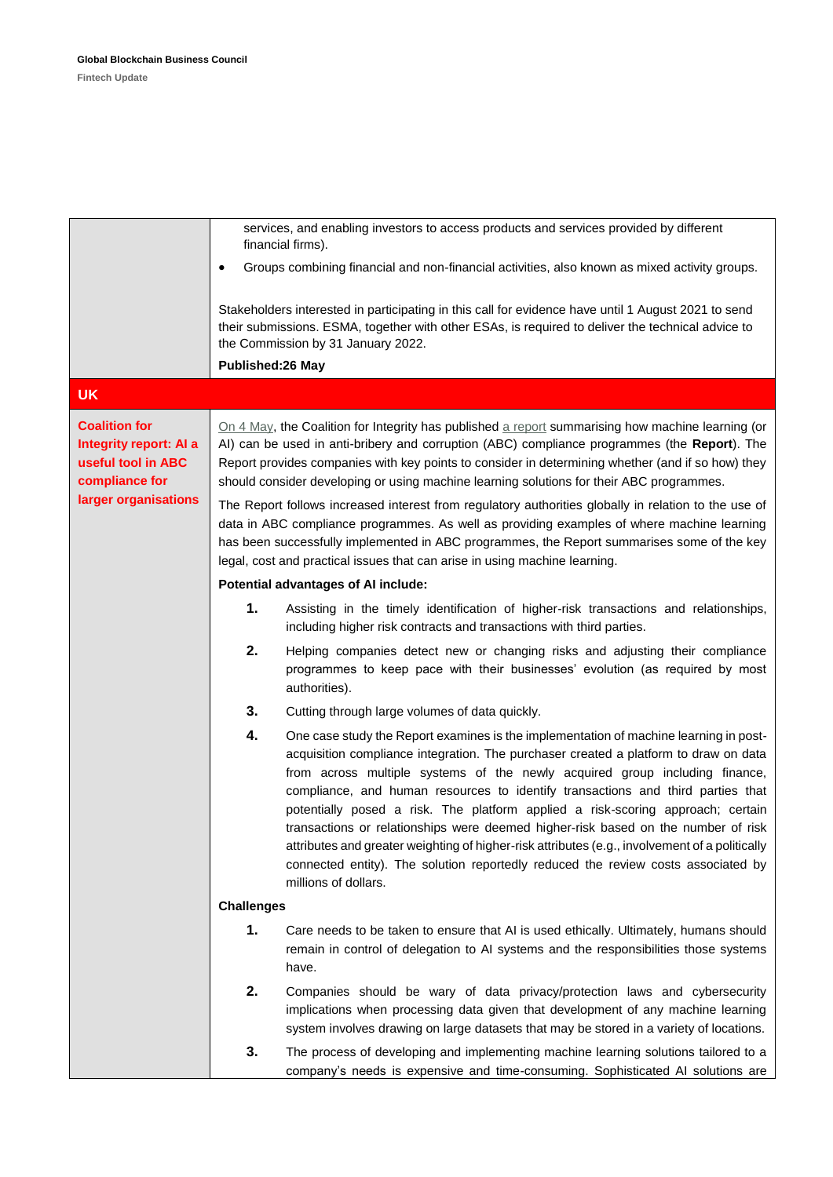services, and enabling investors to access products and services provided by different financial firms).

- Groups combining financial and non-financial activities, also known as mixed activity groups.

Stakeholders interested in participating in this call for evidence have until 1 August 2021 to send their submissions. ESMA, together with other ESAs, is required to deliver the technical advice to the Commission by 31 January 2022.

**Published:26 May**

## UK

### Coalition for Integrity report: AI a useful tool in ABC compliance for larger organisations

On 4 May, the Coalition for Integrity has published a report summarising how machine learning (or AI) can be used in anti-bribery and corruption (ABC) compliance programmes (the **Report**). The Report provides companies with key points to consider in determining whether (and if so how) they should consider developing or using machine learning solutions for their ABC programmes.

The Report follows increased interest from regulatory authorities globally in relation to the use of data in ABC compliance programmes. As well as providing examples of where machine learning has been successfully implemented in ABC programmes, the Report summarises some of the key legal, cost and practical issues that can arise in using machine learning.

**Potential advantages of AI include:**

1. Assisting in the timely identification of higher-risk transactions and relationships, including higher risk contracts and transactions with third parties.
2. Helping companies detect new or changing risks and adjusting their compliance programmes to keep pace with their businesses' evolution (as required by most authorities).
3. Cutting through large volumes of data quickly.
4. One case study the Report examines is the implementation of machine learning in post-acquisition compliance integration. The purchaser created a platform to draw on data from across multiple systems of the newly acquired group including finance, compliance, and human resources to identify transactions and third parties that potentially posed a risk. The platform applied a risk-scoring approach; certain transactions or relationships were deemed higher-risk based on the number of risk attributes and greater weighting of higher-risk attributes (e.g., involvement of a politically connected entity). The solution reportedly reduced the review costs associated by millions of dollars.

**Challenges**

1. Care needs to be taken to ensure that AI is used ethically. Ultimately, humans should remain in control of delegation to AI systems and the responsibilities those systems have.
2. Companies should be wary of data privacy/protection laws and cybersecurity implications when processing data given that development of any machine learning system involves drawing on large datasets that may be stored in a variety of locations.
3. The process of developing and implementing machine learning solutions tailored to a company's needs is expensive and time-consuming. Sophisticated AI solutions are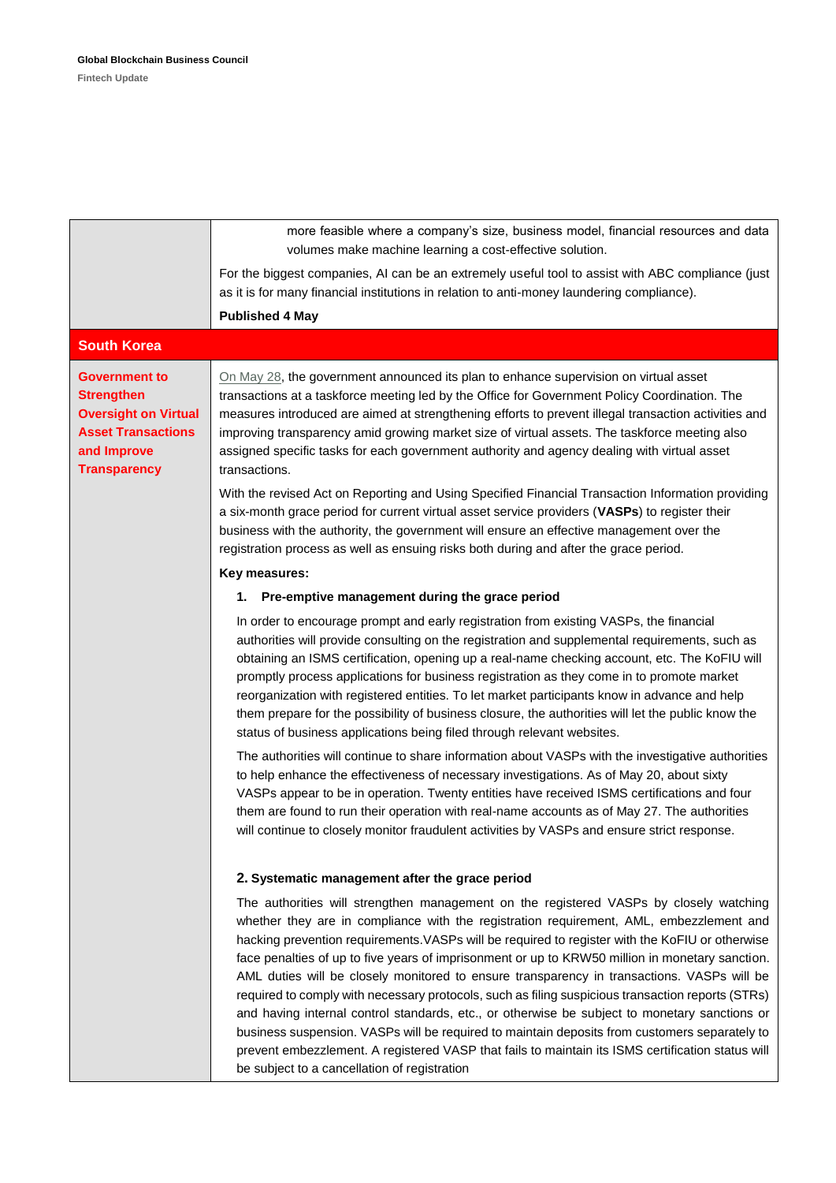more feasible where a company's size, business model, financial resources and data volumes make machine learning a cost-effective solution.

For the biggest companies, AI can be an extremely useful tool to assist with ABC compliance (just as it is for many financial institutions in relation to anti-money laundering compliance).

**Published 4 May**

## South Korea

### Government to Strengthen Oversight on Virtual Asset Transactions and Improve Transparency

On May 28, the government announced its plan to enhance supervision on virtual asset transactions at a taskforce meeting led by the Office for Government Policy Coordination. The measures introduced are aimed at strengthening efforts to prevent illegal transaction activities and improving transparency amid growing market size of virtual assets. The taskforce meeting also assigned specific tasks for each government authority and agency dealing with virtual asset transactions.

With the revised Act on Reporting and Using Specified Financial Transaction Information providing a six-month grace period for current virtual asset service providers (**VASPs**) to register their business with the authority, the government will ensure an effective management over the registration process as well as ensuing risks both during and after the grace period.

**Key measures:**

**1. Pre-emptive management during the grace period**

In order to encourage prompt and early registration from existing VASPs, the financial authorities will provide consulting on the registration and supplemental requirements, such as obtaining an ISMS certification, opening up a real-name checking account, etc. The KoFIU will promptly process applications for business registration as they come in to promote market reorganization with registered entities. To let market participants know in advance and help them prepare for the possibility of business closure, the authorities will let the public know the status of business applications being filed through relevant websites.

The authorities will continue to share information about VASPs with the investigative authorities to help enhance the effectiveness of necessary investigations. As of May 20, about sixty VASPs appear to be in operation. Twenty entities have received ISMS certifications and four them are found to run their operation with real-name accounts as of May 27. The authorities will continue to closely monitor fraudulent activities by VASPs and ensure strict response.

**2. Systematic management after the grace period**

The authorities will strengthen management on the registered VASPs by closely watching whether they are in compliance with the registration requirement, AML, embezzlement and hacking prevention requirements.VASPs will be required to register with the KoFIU or otherwise face penalties of up to five years of imprisonment or up to KRW50 million in monetary sanction. AML duties will be closely monitored to ensure transparency in transactions. VASPs will be required to comply with necessary protocols, such as filing suspicious transaction reports (STRs) and having internal control standards, etc., or otherwise be subject to monetary sanctions or business suspension. VASPs will be required to maintain deposits from customers separately to prevent embezzlement. A registered VASP that fails to maintain its ISMS certification status will be subject to a cancellation of registration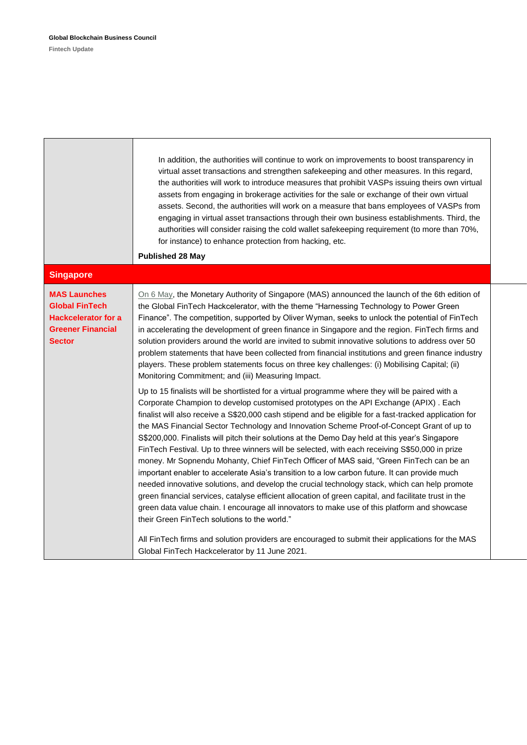| | |
|---|---|
| | In addition, the authorities will continue to work on improvements to boost transparency in virtual asset transactions and strengthen safekeeping and other measures. In this regard, the authorities will work to introduce measures that prohibit VASPs issuing theirs own virtual assets from engaging in brokerage activities for the sale or exchange of their own virtual assets. Second, the authorities will work on a measure that bans employees of VASPs from engaging in virtual asset transactions through their own business establishments. Third, the authorities will consider raising the cold wallet safekeeping requirement (to more than 70%, for instance) to enhance protection from hacking, etc.<br><br>**Published 28 May** |
| **Singapore** | |
| **MAS Launches Global FinTech Hackcelerator for a Greener Financial Sector** | On 6 May, the Monetary Authority of Singapore (MAS) announced the launch of the 6th edition of the Global FinTech Hackcelerator, with the theme "Harnessing Technology to Power Green Finance". The competition, supported by Oliver Wyman, seeks to unlock the potential of FinTech in accelerating the development of green finance in Singapore and the region. FinTech firms and solution providers around the world are invited to submit innovative solutions to address over 50 problem statements that have been collected from financial institutions and green finance industry players. These problem statements focus on three key challenges: (i) Mobilising Capital; (ii) Monitoring Commitment; and (iii) Measuring Impact.<br><br>Up to 15 finalists will be shortlisted for a virtual programme where they will be paired with a Corporate Champion to develop customised prototypes on the API Exchange (APIX) . Each finalist will also receive a S$20,000 cash stipend and be eligible for a fast-tracked application for the MAS Financial Sector Technology and Innovation Scheme Proof-of-Concept Grant of up to S$200,000. Finalists will pitch their solutions at the Demo Day held at this year's Singapore FinTech Festival. Up to three winners will be selected, with each receiving S$50,000 in prize money. Mr Sopnendu Mohanty, Chief FinTech Officer of MAS said, "Green FinTech can be an important enabler to accelerate Asia's transition to a low carbon future. It can provide much needed innovative solutions, and develop the crucial technology stack, which can help promote green financial services, catalyse efficient allocation of green capital, and facilitate trust in the green data value chain. I encourage all innovators to make use of this platform and showcase their Green FinTech solutions to the world."<br><br>All FinTech firms and solution providers are encouraged to submit their applications for the MAS Global FinTech Hackcelerator by 11 June 2021. |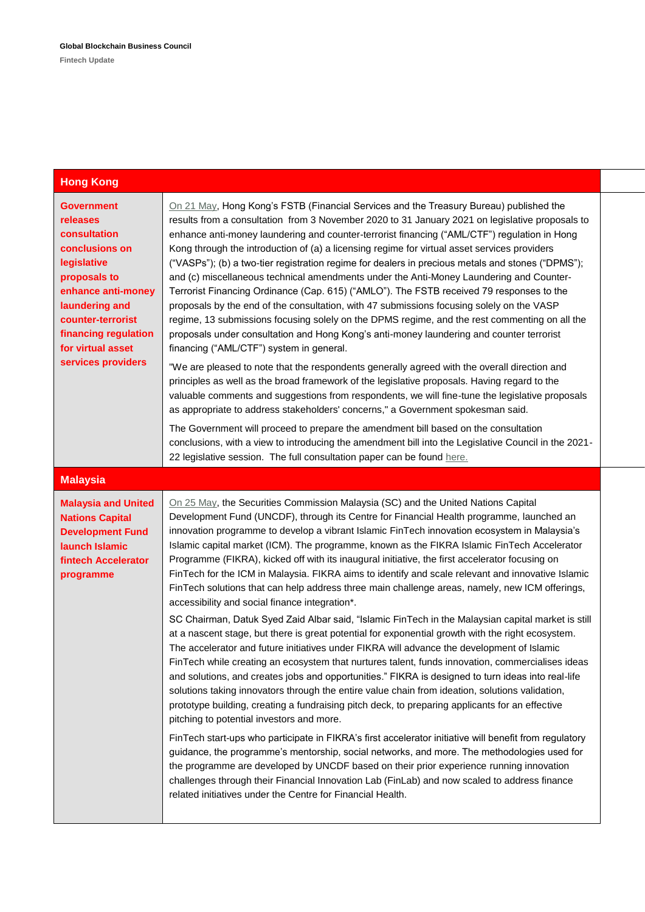## Hong Kong

| | |
|---|---|
| **Government releases consultation conclusions on legislative proposals to enhance anti-money laundering and counter-terrorist financing regulation for virtual asset services providers** | On 21 May, Hong Kong's FSTB (Financial Services and the Treasury Bureau) published the results from a consultation from 3 November 2020 to 31 January 2021 on legislative proposals to enhance anti-money laundering and counter-terrorist financing ("AML/CTF") regulation in Hong Kong through the introduction of (a) a licensing regime for virtual asset services providers ("VASPs"); (b) a two-tier registration regime for dealers in precious metals and stones ("DPMS"); and (c) miscellaneous technical amendments under the Anti-Money Laundering and Counter-Terrorist Financing Ordinance (Cap. 615) ("AMLO"). The FSTB received 79 responses to the proposals by the end of the consultation, with 47 submissions focusing solely on the VASP regime, 13 submissions focusing solely on the DPMS regime, and the rest commenting on all the proposals under consultation and Hong Kong's anti-money laundering and counter terrorist financing ("AML/CTF") system in general.<br><br>"We are pleased to note that the respondents generally agreed with the overall direction and principles as well as the broad framework of the legislative proposals. Having regard to the valuable comments and suggestions from respondents, we will fine-tune the legislative proposals as appropriate to address stakeholders' concerns," a Government spokesman said.<br><br>The Government will proceed to prepare the amendment bill based on the consultation conclusions, with a view to introducing the amendment bill into the Legislative Council in the 2021-22 legislative session. The full consultation paper can be found here. |

## Malaysia

| | |
|---|---|
| **Malaysia and United Nations Capital Development Fund launch Islamic fintech Accelerator programme** | On 25 May, the Securities Commission Malaysia (SC) and the United Nations Capital Development Fund (UNCDF), through its Centre for Financial Health programme, launched an innovation programme to develop a vibrant Islamic FinTech innovation ecosystem in Malaysia's Islamic capital market (ICM). The programme, known as the FIKRA Islamic FinTech Accelerator Programme (FIKRA), kicked off with its inaugural initiative, the first accelerator focusing on FinTech for the ICM in Malaysia. FIKRA aims to identify and scale relevant and innovative Islamic FinTech solutions that can help address three main challenge areas, namely, new ICM offerings, accessibility and social finance integration*.<br><br>SC Chairman, Datuk Syed Zaid Albar said, "Islamic FinTech in the Malaysian capital market is still at a nascent stage, but there is great potential for exponential growth with the right ecosystem. The accelerator and future initiatives under FIKRA will advance the development of Islamic FinTech while creating an ecosystem that nurtures talent, funds innovation, commercialises ideas and solutions, and creates jobs and opportunities." FIKRA is designed to turn ideas into real-life solutions taking innovators through the entire value chain from ideation, solutions validation, prototype building, creating a fundraising pitch deck, to preparing applicants for an effective pitching to potential investors and more.<br><br>FinTech start-ups who participate in FIKRA's first accelerator initiative will benefit from regulatory guidance, the programme's mentorship, social networks, and more. The methodologies used for the programme are developed by UNCDF based on their prior experience running innovation challenges through their Financial Innovation Lab (FinLab) and now scaled to address finance related initiatives under the Centre for Financial Health. |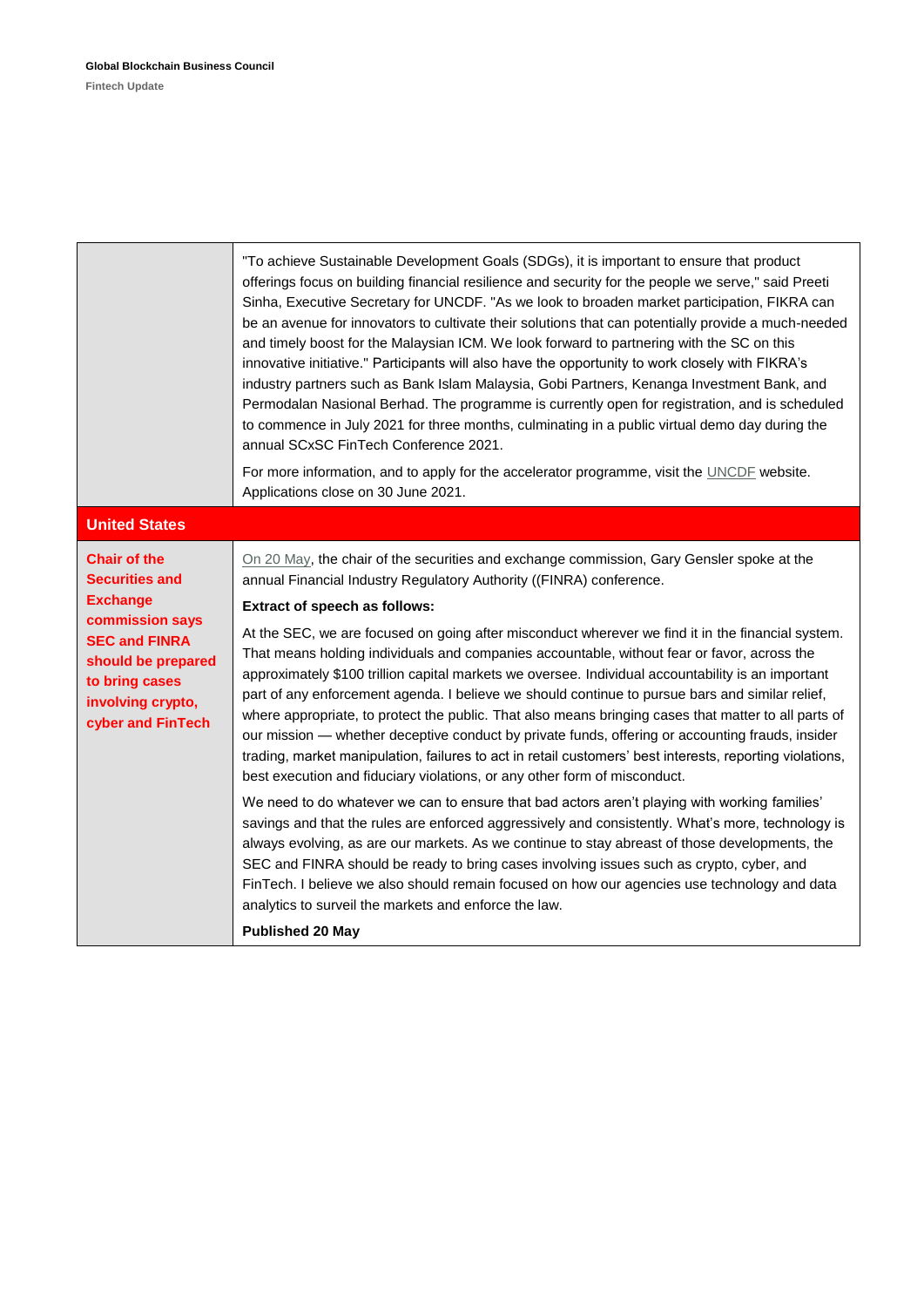| | |
|---|---|
| | "To achieve Sustainable Development Goals (SDGs), it is important to ensure that product offerings focus on building financial resilience and security for the people we serve," said Preeti Sinha, Executive Secretary for UNCDF. "As we look to broaden market participation, FIKRA can be an avenue for innovators to cultivate their solutions that can potentially provide a much-needed and timely boost for the Malaysian ICM. We look forward to partnering with the SC on this innovative initiative." Participants will also have the opportunity to work closely with FIKRA's industry partners such as Bank Islam Malaysia, Gobi Partners, Kenanga Investment Bank, and Permodalan Nasional Berhad. The programme is currently open for registration, and is scheduled to commence in July 2021 for three months, culminating in a public virtual demo day during the annual SCxSC FinTech Conference 2021.<br><br>For more information, and to apply for the accelerator programme, visit the UNCDF website. Applications close on 30 June 2021. |
| **United States** | |
| **Chair of the Securities and Exchange commission says SEC and FINRA should be prepared to bring cases involving crypto, cyber and FinTech** | On 20 May, the chair of the securities and exchange commission, Gary Gensler spoke at the annual Financial Industry Regulatory Authority ((FINRA) conference.<br><br>**Extract of speech as follows:**<br><br>At the SEC, we are focused on going after misconduct wherever we find it in the financial system. That means holding individuals and companies accountable, without fear or favor, across the approximately $100 trillion capital markets we oversee. Individual accountability is an important part of any enforcement agenda. I believe we should continue to pursue bars and similar relief, where appropriate, to protect the public. That also means bringing cases that matter to all parts of our mission — whether deceptive conduct by private funds, offering or accounting frauds, insider trading, market manipulation, failures to act in retail customers' best interests, reporting violations, best execution and fiduciary violations, or any other form of misconduct.<br><br>We need to do whatever we can to ensure that bad actors aren't playing with working families' savings and that the rules are enforced aggressively and consistently. What's more, technology is always evolving, as are our markets. As we continue to stay abreast of those developments, the SEC and FINRA should be ready to bring cases involving issues such as crypto, cyber, and FinTech. I believe we also should remain focused on how our agencies use technology and data analytics to surveil the markets and enforce the law.<br><br>**Published 20 May** |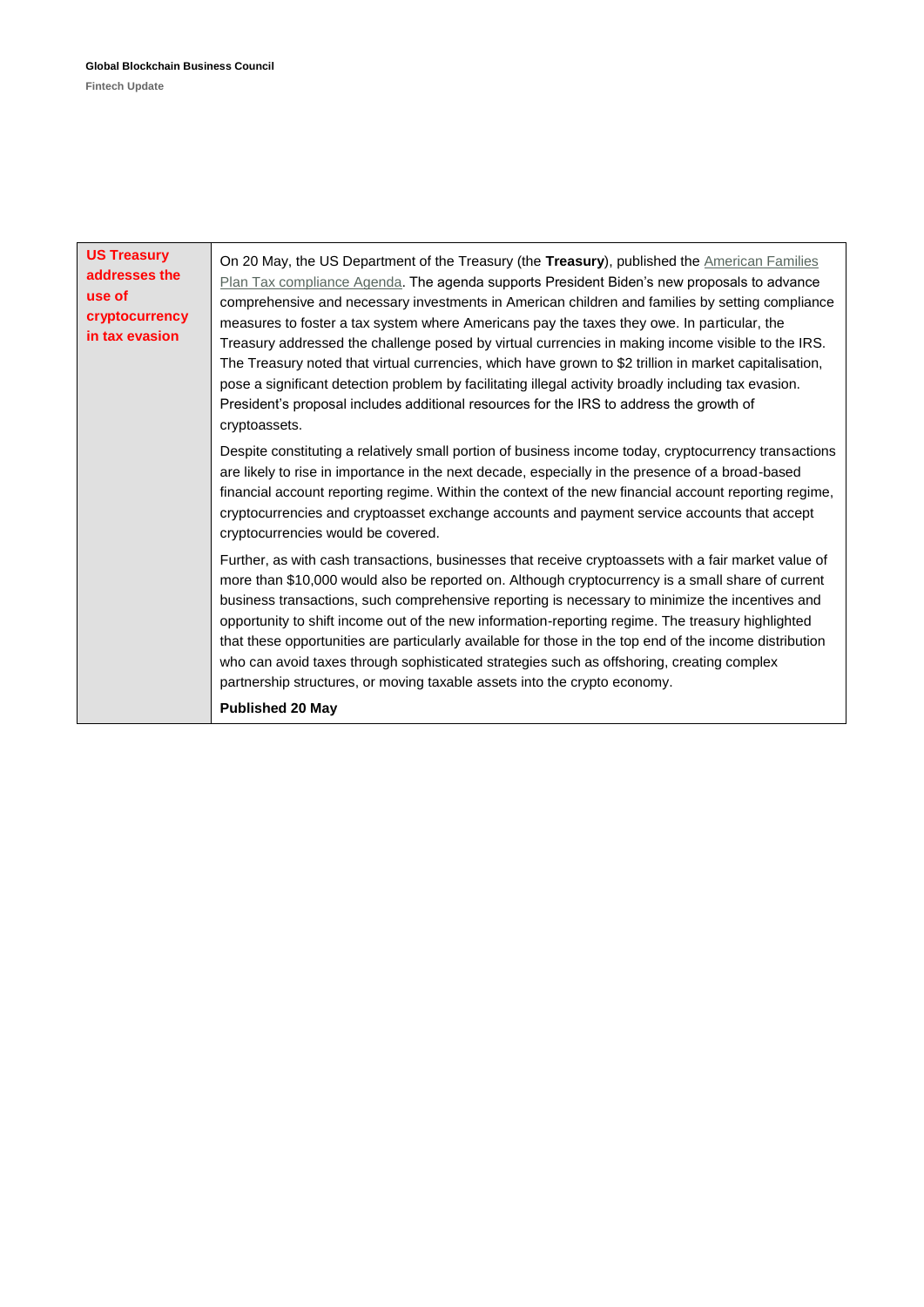| US Treasury addresses the use of cryptocurrency in tax evasion | On 20 May, the US Department of the Treasury (the **Treasury**), published the American Families Plan Tax compliance Agenda. The agenda supports President Biden's new proposals to advance comprehensive and necessary investments in American children and families by setting compliance measures to foster a tax system where Americans pay the taxes they owe. In particular, the Treasury addressed the challenge posed by virtual currencies in making income visible to the IRS. The Treasury noted that virtual currencies, which have grown to $2 trillion in market capitalisation, pose a significant detection problem by facilitating illegal activity broadly including tax evasion. President's proposal includes additional resources for the IRS to address the growth of cryptoassets.<br><br>Despite constituting a relatively small portion of business income today, cryptocurrency transactions are likely to rise in importance in the next decade, especially in the presence of a broad-based financial account reporting regime. Within the context of the new financial account reporting regime, cryptocurrencies and cryptoasset exchange accounts and payment service accounts that accept cryptocurrencies would be covered.<br><br>Further, as with cash transactions, businesses that receive cryptoassets with a fair market value of more than $10,000 would also be reported on. Although cryptocurrency is a small share of current business transactions, such comprehensive reporting is necessary to minimize the incentives and opportunity to shift income out of the new information-reporting regime. The treasury highlighted that these opportunities are particularly available for those in the top end of the income distribution who can avoid taxes through sophisticated strategies such as offshoring, creating complex partnership structures, or moving taxable assets into the crypto economy.<br><br>**Published 20 May** |
|---|---|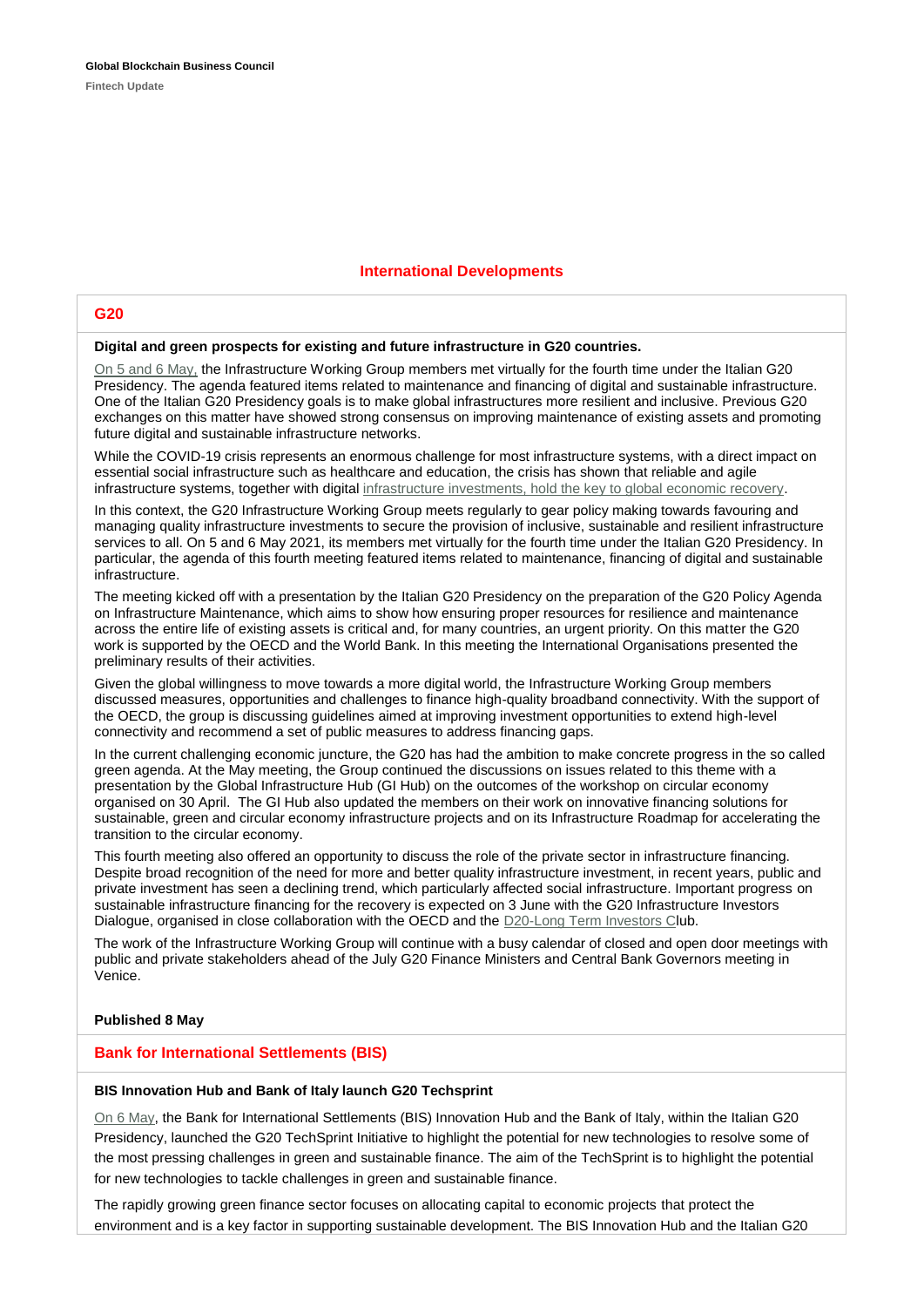## International Developments

### G20

**Digital and green prospects for existing and future infrastructure in G20 countries.**

On 5 and 6 May, the Infrastructure Working Group members met virtually for the fourth time under the Italian G20 Presidency. The agenda featured items related to maintenance and financing of digital and sustainable infrastructure. One of the Italian G20 Presidency goals is to make global infrastructures more resilient and inclusive. Previous G20 exchanges on this matter have showed strong consensus on improving maintenance of existing assets and promoting future digital and sustainable infrastructure networks.

While the COVID-19 crisis represents an enormous challenge for most infrastructure systems, with a direct impact on essential social infrastructure such as healthcare and education, the crisis has shown that reliable and agile infrastructure systems, together with digital infrastructure investments, hold the key to global economic recovery.

In this context, the G20 Infrastructure Working Group meets regularly to gear policy making towards favouring and managing quality infrastructure investments to secure the provision of inclusive, sustainable and resilient infrastructure services to all. On 5 and 6 May 2021, its members met virtually for the fourth time under the Italian G20 Presidency. In particular, the agenda of this fourth meeting featured items related to maintenance, financing of digital and sustainable infrastructure.

The meeting kicked off with a presentation by the Italian G20 Presidency on the preparation of the G20 Policy Agenda on Infrastructure Maintenance, which aims to show how ensuring proper resources for resilience and maintenance across the entire life of existing assets is critical and, for many countries, an urgent priority. On this matter the G20 work is supported by the OECD and the World Bank. In this meeting the International Organisations presented the preliminary results of their activities.

Given the global willingness to move towards a more digital world, the Infrastructure Working Group members discussed measures, opportunities and challenges to finance high-quality broadband connectivity. With the support of the OECD, the group is discussing guidelines aimed at improving investment opportunities to extend high-level connectivity and recommend a set of public measures to address financing gaps.

In the current challenging economic juncture, the G20 has had the ambition to make concrete progress in the so called green agenda. At the May meeting, the Group continued the discussions on issues related to this theme with a presentation by the Global Infrastructure Hub (GI Hub) on the outcomes of the workshop on circular economy organised on 30 April. The GI Hub also updated the members on their work on innovative financing solutions for sustainable, green and circular economy infrastructure projects and on its Infrastructure Roadmap for accelerating the transition to the circular economy.

This fourth meeting also offered an opportunity to discuss the role of the private sector in infrastructure financing. Despite broad recognition of the need for more and better quality infrastructure investment, in recent years, public and private investment has seen a declining trend, which particularly affected social infrastructure. Important progress on sustainable infrastructure financing for the recovery is expected on 3 June with the G20 Infrastructure Investors Dialogue, organised in close collaboration with the OECD and the D20-Long Term Investors Club.

The work of the Infrastructure Working Group will continue with a busy calendar of closed and open door meetings with public and private stakeholders ahead of the July G20 Finance Ministers and Central Bank Governors meeting in Venice.

**Published 8 May**

### Bank for International Settlements (BIS)

**BIS Innovation Hub and Bank of Italy launch G20 Techsprint**

On 6 May, the Bank for International Settlements (BIS) Innovation Hub and the Bank of Italy, within the Italian G20 Presidency, launched the G20 TechSprint Initiative to highlight the potential for new technologies to resolve some of the most pressing challenges in green and sustainable finance. The aim of the TechSprint is to highlight the potential for new technologies to tackle challenges in green and sustainable finance.

The rapidly growing green finance sector focuses on allocating capital to economic projects that protect the environment and is a key factor in supporting sustainable development. The BIS Innovation Hub and the Italian G20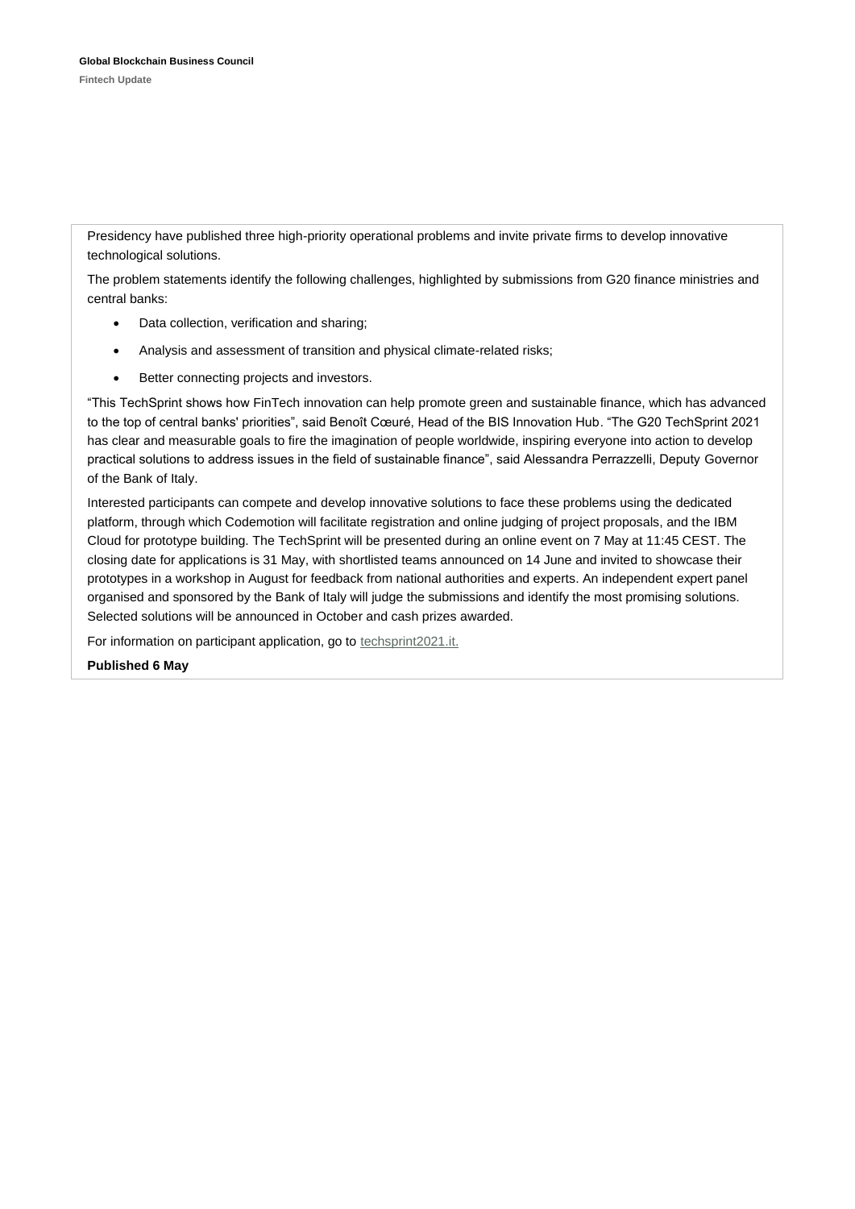Presidency have published three high-priority operational problems and invite private firms to develop innovative technological solutions.

The problem statements identify the following challenges, highlighted by submissions from G20 finance ministries and central banks:

- Data collection, verification and sharing;
- Analysis and assessment of transition and physical climate-related risks;
- Better connecting projects and investors.

"This TechSprint shows how FinTech innovation can help promote green and sustainable finance, which has advanced to the top of central banks' priorities", said Benoît Cœuré, Head of the BIS Innovation Hub. "The G20 TechSprint 2021 has clear and measurable goals to fire the imagination of people worldwide, inspiring everyone into action to develop practical solutions to address issues in the field of sustainable finance", said Alessandra Perrazzelli, Deputy Governor of the Bank of Italy.

Interested participants can compete and develop innovative solutions to face these problems using the dedicated platform, through which Codemotion will facilitate registration and online judging of project proposals, and the IBM Cloud for prototype building. The TechSprint will be presented during an online event on 7 May at 11:45 CEST. The closing date for applications is 31 May, with shortlisted teams announced on 14 June and invited to showcase their prototypes in a workshop in August for feedback from national authorities and experts. An independent expert panel organised and sponsored by the Bank of Italy will judge the submissions and identify the most promising solutions. Selected solutions will be announced in October and cash prizes awarded.

For information on participant application, go to techsprint2021.it.

**Published 6 May**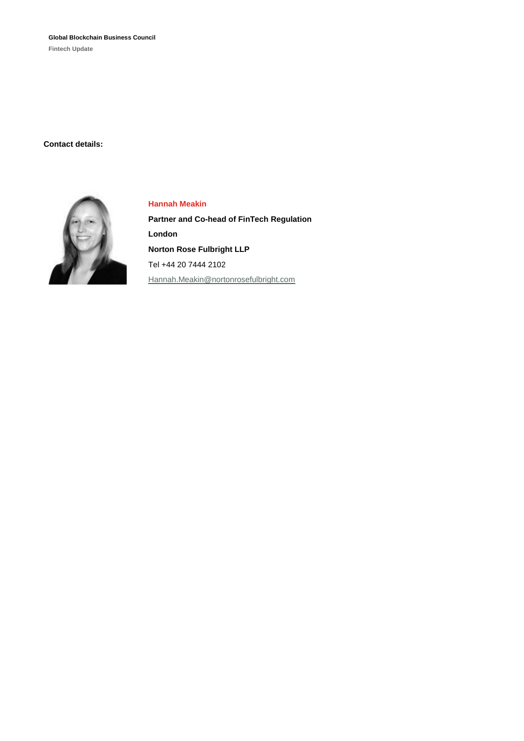**Contact details:**

**Hannah Meakin**

**Partner and Co-head of FinTech Regulation**

**London**

**Norton Rose Fulbright LLP**

Tel +44 20 7444 2102

Hannah.Meakin@nortonrosefulbright.com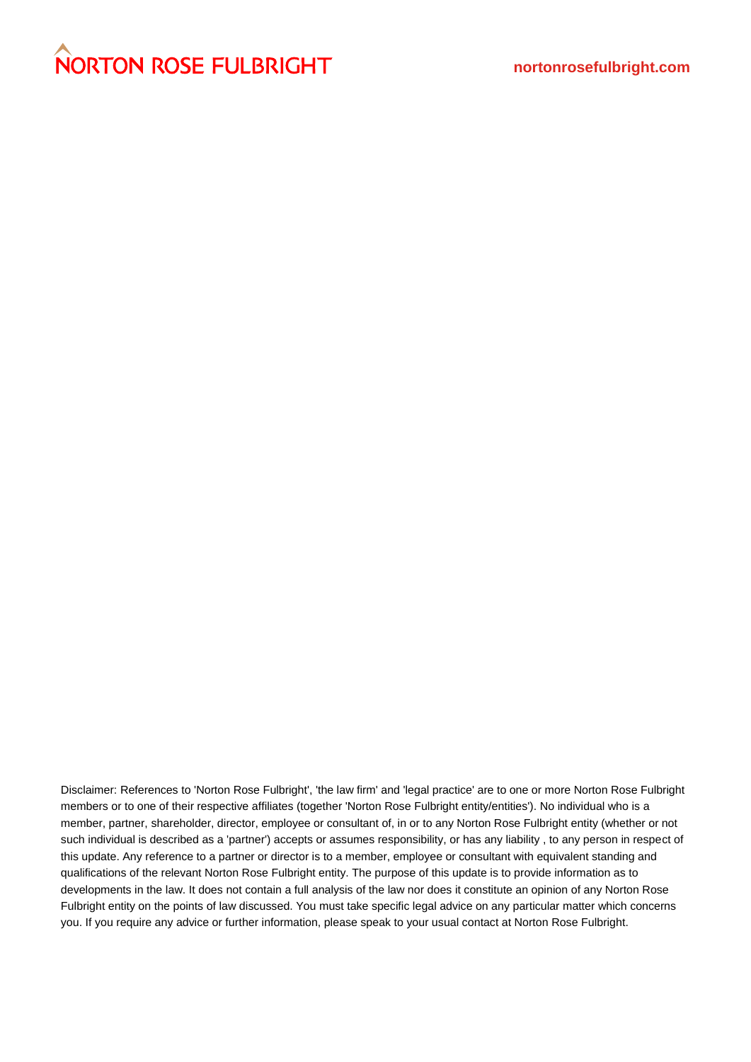NORTON ROSE FULBRIGHT

nortonrosefulbright.com

Disclaimer: References to 'Norton Rose Fulbright', 'the law firm' and 'legal practice' are to one or more Norton Rose Fulbright members or to one of their respective affiliates (together 'Norton Rose Fulbright entity/entities'). No individual who is a member, partner, shareholder, director, employee or consultant of, in or to any Norton Rose Fulbright entity (whether or not such individual is described as a 'partner') accepts or assumes responsibility, or has any liability , to any person in respect of this update. Any reference to a partner or director is to a member, employee or consultant with equivalent standing and qualifications of the relevant Norton Rose Fulbright entity. The purpose of this update is to provide information as to developments in the law. It does not contain a full analysis of the law nor does it constitute an opinion of any Norton Rose Fulbright entity on the points of law discussed. You must take specific legal advice on any particular matter which concerns you. If you require any advice or further information, please speak to your usual contact at Norton Rose Fulbright.